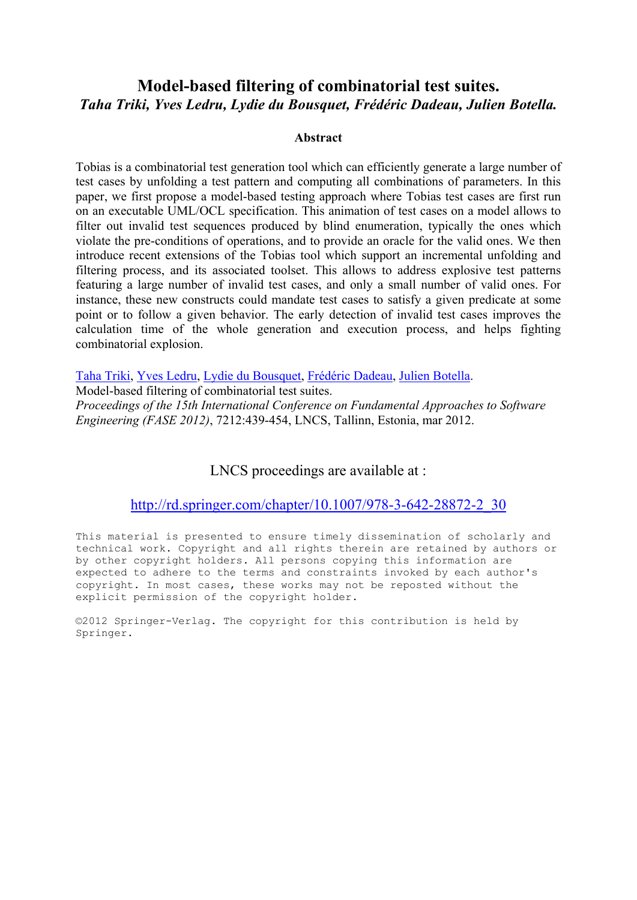# Model-based filtering of combinatorial test suites.

***Taha Triki, Yves Ledru, Lydie du Bousquet, Frédéric Dadeau, Julien Botella.***

### Abstract

Tobias is a combinatorial test generation tool which can efficiently generate a large number of test cases by unfolding a test pattern and computing all combinations of parameters. In this paper, we first propose a model-based testing approach where Tobias test cases are first run on an executable UML/OCL specification. This animation of test cases on a model allows to filter out invalid test sequences produced by blind enumeration, typically the ones which violate the pre-conditions of operations, and to provide an oracle for the valid ones. We then introduce recent extensions of the Tobias tool which support an incremental unfolding and filtering process, and its associated toolset. This allows to address explosive test patterns featuring a large number of invalid test cases, and only a small number of valid ones. For instance, these new constructs could mandate test cases to satisfy a given predicate at some point or to follow a given behavior. The early detection of invalid test cases improves the calculation time of the whole generation and execution process, and helps fighting combinatorial explosion.

Taha Triki, Yves Ledru, Lydie du Bousquet, Frédéric Dadeau, Julien Botella.
Model-based filtering of combinatorial test suites.
*Proceedings of the 15th International Conference on Fundamental Approaches to Software Engineering (FASE 2012)*, 7212:439-454, LNCS, Tallinn, Estonia, mar 2012.

LNCS proceedings are available at :

http://rd.springer.com/chapter/10.1007/978-3-642-28872-2_30

This material is presented to ensure timely dissemination of scholarly and technical work. Copyright and all rights therein are retained by authors or by other copyright holders. All persons copying this information are expected to adhere to the terms and constraints invoked by each author's copyright. In most cases, these works may not be reposted without the explicit permission of the copyright holder.

©2012 Springer-Verlag. The copyright for this contribution is held by Springer.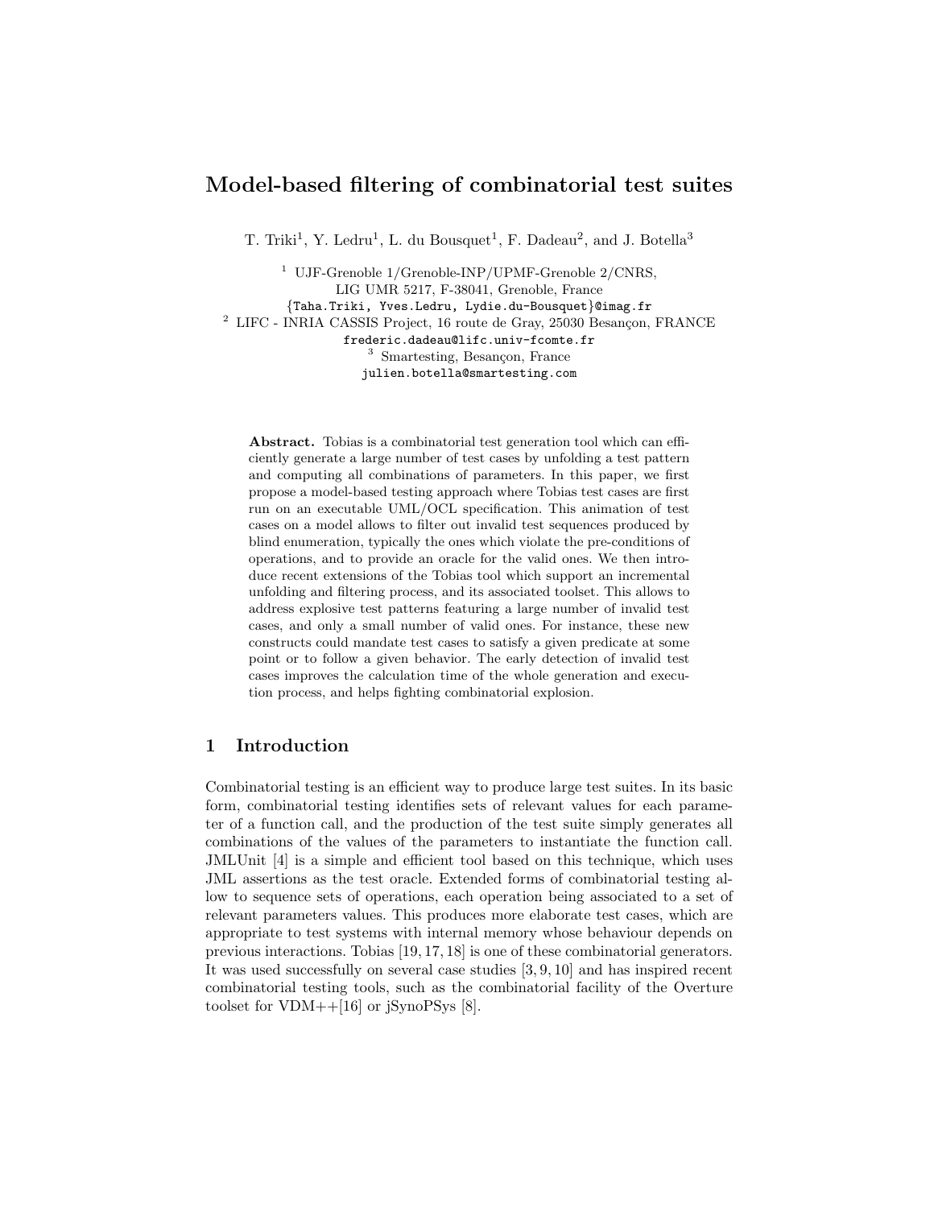# Model-based filtering of combinatorial test suites

T. Triki[1], Y. Ledru[1], L. du Bousquet[1], F. Dadeau[2], and J. Botella[3]

[1] UJF-Grenoble 1/Grenoble-INP/UPMF-Grenoble 2/CNRS, LIG UMR 5217, F-38041, Grenoble, France
{Taha.Triki, Yves.Ledru, Lydie.du-Bousquet}@imag.fr

[2] LIFC - INRIA CASSIS Project, 16 route de Gray, 25030 Besançon, FRANCE
frederic.dadeau@lifc.univ-fcomte.fr

[3] Smartesting, Besançon, France
julien.botella@smartesting.com

**Abstract.** Tobias is a combinatorial test generation tool which can efficiently generate a large number of test cases by unfolding a test pattern and computing all combinations of parameters. In this paper, we first propose a model-based testing approach where Tobias test cases are first run on an executable UML/OCL specification. This animation of test cases on a model allows to filter out invalid test sequences produced by blind enumeration, typically the ones which violate the pre-conditions of operations, and to provide an oracle for the valid ones. We then introduce recent extensions of the Tobias tool which support an incremental unfolding and filtering process, and its associated toolset. This allows to address explosive test patterns featuring a large number of invalid test cases, and only a small number of valid ones. For instance, these new constructs could mandate test cases to satisfy a given predicate at some point or to follow a given behavior. The early detection of invalid test cases improves the calculation time of the whole generation and execution process, and helps fighting combinatorial explosion.

## 1 Introduction

Combinatorial testing is an efficient way to produce large test suites. In its basic form, combinatorial testing identifies sets of relevant values for each parameter of a function call, and the production of the test suite simply generates all combinations of the values of the parameters to instantiate the function call. JMLUnit [4] is a simple and efficient tool based on this technique, which uses JML assertions as the test oracle. Extended forms of combinatorial testing allow to sequence sets of operations, each operation being associated to a set of relevant parameters values. This produces more elaborate test cases, which are appropriate to test systems with internal memory whose behaviour depends on previous interactions. Tobias [19, 17, 18] is one of these combinatorial generators. It was used successfully on several case studies [3, 9, 10] and has inspired recent combinatorial testing tools, such as the combinatorial facility of the Overture toolset for VDM++[16] or jSynoPSys [8].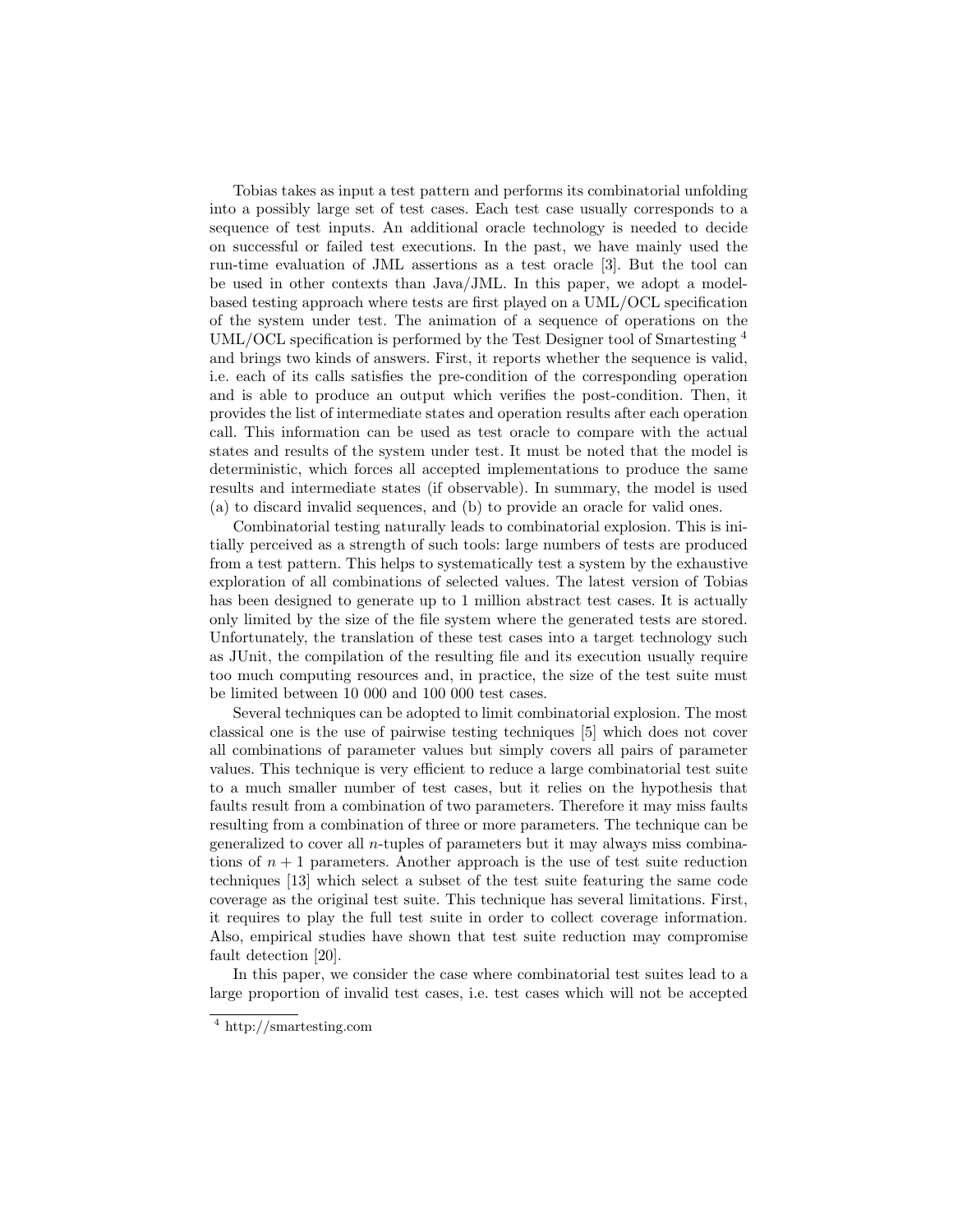Tobias takes as input a test pattern and performs its combinatorial unfolding into a possibly large set of test cases. Each test case usually corresponds to a sequence of test inputs. An additional oracle technology is needed to decide on successful or failed test executions. In the past, we have mainly used the run-time evaluation of JML assertions as a test oracle [3]. But the tool can be used in other contexts than Java/JML. In this paper, we adopt a model-based testing approach where tests are first played on a UML/OCL specification of the system under test. The animation of a sequence of operations on the UML/OCL specification is performed by the Test Designer tool of Smartesting [4] and brings two kinds of answers. First, it reports whether the sequence is valid, i.e. each of its calls satisfies the pre-condition of the corresponding operation and is able to produce an output which verifies the post-condition. Then, it provides the list of intermediate states and operation results after each operation call. This information can be used as test oracle to compare with the actual states and results of the system under test. It must be noted that the model is deterministic, which forces all accepted implementations to produce the same results and intermediate states (if observable). In summary, the model is used (a) to discard invalid sequences, and (b) to provide an oracle for valid ones.

Combinatorial testing naturally leads to combinatorial explosion. This is initially perceived as a strength of such tools: large numbers of tests are produced from a test pattern. This helps to systematically test a system by the exhaustive exploration of all combinations of selected values. The latest version of Tobias has been designed to generate up to 1 million abstract test cases. It is actually only limited by the size of the file system where the generated tests are stored. Unfortunately, the translation of these test cases into a target technology such as JUnit, the compilation of the resulting file and its execution usually require too much computing resources and, in practice, the size of the test suite must be limited between 10 000 and 100 000 test cases.

Several techniques can be adopted to limit combinatorial explosion. The most classical one is the use of pairwise testing techniques [5] which does not cover all combinations of parameter values but simply covers all pairs of parameter values. This technique is very efficient to reduce a large combinatorial test suite to a much smaller number of test cases, but it relies on the hypothesis that faults result from a combination of two parameters. Therefore it may miss faults resulting from a combination of three or more parameters. The technique can be generalized to cover all $n$-tuples of parameters but it may always miss combinations of $n + 1$ parameters. Another approach is the use of test suite reduction techniques [13] which select a subset of the test suite featuring the same code coverage as the original test suite. This technique has several limitations. First, it requires to play the full test suite in order to collect coverage information. Also, empirical studies have shown that test suite reduction may compromise fault detection [20].

In this paper, we consider the case where combinatorial test suites lead to a large proportion of invalid test cases, i.e. test cases which will not be accepted

[4] http://smartesting.com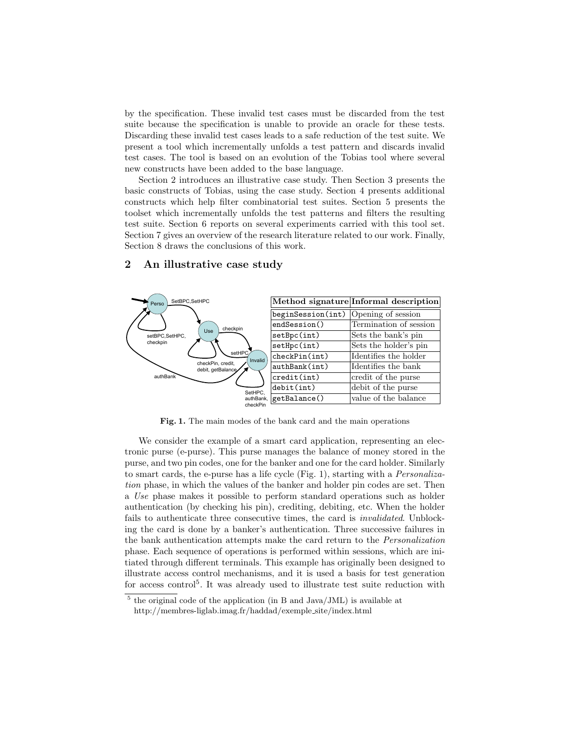by the specification. These invalid test cases must be discarded from the test suite because the specification is unable to provide an oracle for these tests. Discarding these invalid test cases leads to a safe reduction of the test suite. We present a tool which incrementally unfolds a test pattern and discards invalid test cases. The tool is based on an evolution of the Tobias tool where several new constructs have been added to the base language.

Section 2 introduces an illustrative case study. Then Section 3 presents the basic constructs of Tobias, using the case study. Section 4 presents additional constructs which help filter combinatorial test suites. Section 5 presents the toolset which incrementally unfolds the test patterns and filters the resulting test suite. Section 6 reports on several experiments carried with this tool set. Section 7 gives an overview of the research literature related to our work. Finally, Section 8 draws the conclusions of this work.

## 2 An illustrative case study

| Method signature | Informal description |
|---|---|
| `beginSession(int)` | Opening of session |
| `endSession()` | Termination of session |
| `setBpc(int)` | Sets the bank's pin |
| `setHpc(int)` | Sets the holder's pin |
| `checkPin(int)` | Identifies the holder |
| `authBank(int)` | Identifies the bank |
| `credit(int)` | credit of the purse |
| `debit(int)` | debit of the purse |
| `getBalance()` | value of the balance |

**Fig. 1.** The main modes of the bank card and the main operations

We consider the example of a smart card application, representing an electronic purse (e-purse). This purse manages the balance of money stored in the purse, and two pin codes, one for the banker and one for the card holder. Similarly to smart cards, the e-purse has a life cycle (Fig. 1), starting with a *Personalization* phase, in which the values of the banker and holder pin codes are set. Then a *Use* phase makes it possible to perform standard operations such as holder authentication (by checking his pin), crediting, debiting, etc. When the holder fails to authenticate three consecutive times, the card is *invalidated*. Unblocking the card is done by a banker's authentication. Three successive failures in the bank authentication attempts make the card return to the *Personalization* phase. Each sequence of operations is performed within sessions, which are initiated through different terminals. This example has originally been designed to illustrate access control mechanisms, and it is used a basis for test generation for access control[5]. It was already used to illustrate test suite reduction with

[5] the original code of the application (in B and Java/JML) is available at http://membres-liglab.imag.fr/haddad/exemple_site/index.html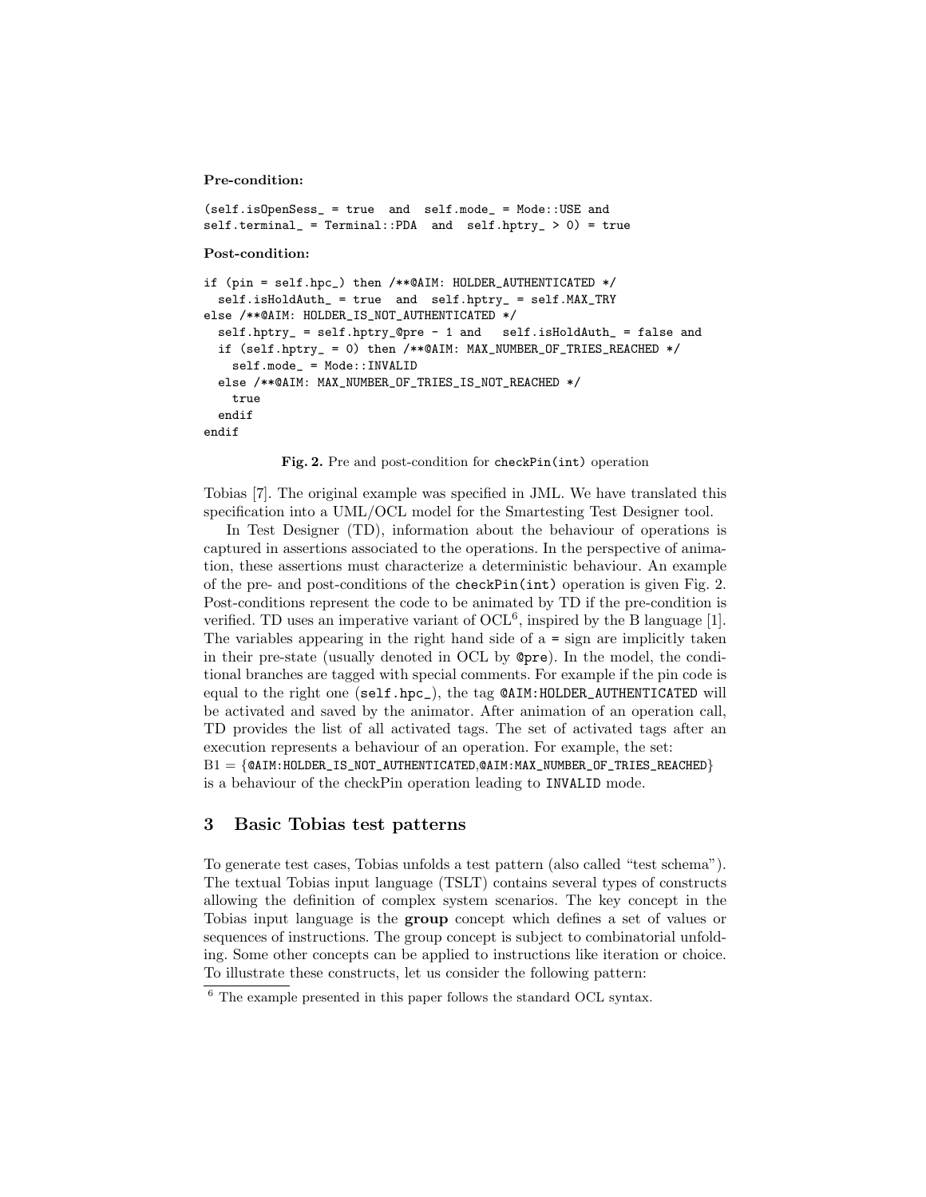**Pre-condition:**

```
(self.isOpenSess_ = true  and  self.mode_ = Mode::USE and
self.terminal_ = Terminal::PDA  and  self.hptry_ > 0) = true
```

**Post-condition:**

```
if (pin = self.hpc_) then /**@AIM: HOLDER_AUTHENTICATED */
  self.isHoldAuth_ = true  and  self.hptry_ = self.MAX_TRY
else /**@AIM: HOLDER_IS_NOT_AUTHENTICATED */
  self.hptry_ = self.hptry_@pre - 1 and   self.isHoldAuth_ = false and
  if (self.hptry_ = 0) then /**@AIM: MAX_NUMBER_OF_TRIES_REACHED */
    self.mode_ = Mode::INVALID
  else /**@AIM: MAX_NUMBER_OF_TRIES_IS_NOT_REACHED */
    true
  endif
endif
```

**Fig. 2.** Pre and post-condition for `checkPin(int)` operation

Tobias [7]. The original example was specified in JML. We have translated this specification into a UML/OCL model for the Smartesting Test Designer tool.

In Test Designer (TD), information about the behaviour of operations is captured in assertions associated to the operations. In the perspective of animation, these assertions must characterize a deterministic behaviour. An example of the pre- and post-conditions of the `checkPin(int)` operation is given Fig. 2. Post-conditions represent the code to be animated by TD if the pre-condition is verified. TD uses an imperative variant of OCL[6], inspired by the B language [1]. The variables appearing in the right hand side of a `=` sign are implicitly taken in their pre-state (usually denoted in OCL by `@pre`). In the model, the conditional branches are tagged with special comments. For example if the pin code is equal to the right one (`self.hpc_`), the tag `@AIM:HOLDER_AUTHENTICATED` will be activated and saved by the animator. After animation of an operation call, TD provides the list of all activated tags. The set of activated tags after an execution represents a behaviour of an operation. For example, the set: B1 = {`@AIM:HOLDER_IS_NOT_AUTHENTICATED`,`@AIM:MAX_NUMBER_OF_TRIES_REACHED`} is a behaviour of the checkPin operation leading to `INVALID` mode.

## 3 Basic Tobias test patterns

To generate test cases, Tobias unfolds a test pattern (also called "test schema"). The textual Tobias input language (TSLT) contains several types of constructs allowing the definition of complex system scenarios. The key concept in the Tobias input language is the **group** concept which defines a set of values or sequences of instructions. The group concept is subject to combinatorial unfolding. Some other concepts can be applied to instructions like iteration or choice. To illustrate these constructs, let us consider the following pattern:

[6] The example presented in this paper follows the standard OCL syntax.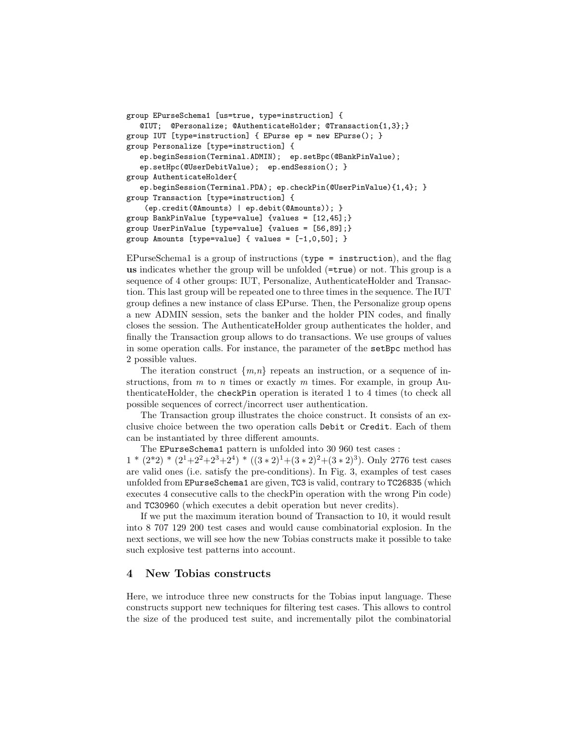```
group EPurseSchema1 [us=true, type=instruction] {
   @IUT;  @Personalize; @AuthenticateHolder; @Transaction{1,3};}
group IUT [type=instruction] { EPurse ep = new EPurse(); }
group Personalize [type=instruction] {
   ep.beginSession(Terminal.ADMIN);  ep.setBpc(@BankPinValue);
   ep.setHpc(@UserDebitValue);  ep.endSession(); }
group AuthenticateHolder{
   ep.beginSession(Terminal.PDA); ep.checkPin(@UserPinValue){1,4}; }
group Transaction [type=instruction] {
    (ep.credit(@Amounts) | ep.debit(@Amounts)); }
group BankPinValue [type=value] {values = [12,45];}
group UserPinValue [type=value] {values = [56,89];}
group Amounts [type=value] { values = [-1,0,50]; }
```

EPurseSchema1 is a group of instructions (`type = instruction`), and the flag **us** indicates whether the group will be unfolded (`=true`) or not. This group is a sequence of 4 other groups: IUT, Personalize, AuthenticateHolder and Transaction. This last group will be repeated one to three times in the sequence. The IUT group defines a new instance of class EPurse. Then, the Personalize group opens a new ADMIN session, sets the banker and the holder PIN codes, and finally closes the session. The AuthenticateHolder group authenticates the holder, and finally the Transaction group allows to do transactions. We use groups of values in some operation calls. For instance, the parameter of the `setBpc` method has 2 possible values.

The iteration construct $\{m,n\}$ repeats an instruction, or a sequence of instructions, from $m$ to $n$ times or exactly $m$ times. For example, in group AuthenticateHolder, the `checkPin` operation is iterated 1 to 4 times (to check all possible sequences of correct/incorrect user authentication.

The Transaction group illustrates the choice construct. It consists of an exclusive choice between the two operation calls `Debit` or `Credit`. Each of them can be instantiated by three different amounts.

The `EPurseSchema1` pattern is unfolded into 30 960 test cases :
$1 * (2*2) * (2^1+2^2+2^3+2^4) * ((3*2)^1+(3*2)^2+(3*2)^3)$. Only 2776 test cases are valid ones (i.e. satisfy the pre-conditions). In Fig. 3, examples of test cases unfolded from `EPurseSchema1` are given, `TC3` is valid, contrary to `TC26835` (which executes 4 consecutive calls to the checkPin operation with the wrong Pin code) and `TC30960` (which executes a debit operation but never credits).

If we put the maximum iteration bound of Transaction to 10, it would result into 8 707 129 200 test cases and would cause combinatorial explosion. In the next sections, we will see how the new Tobias constructs make it possible to take such explosive test patterns into account.

## 4 New Tobias constructs

Here, we introduce three new constructs for the Tobias input language. These constructs support new techniques for filtering test cases. This allows to control the size of the produced test suite, and incrementally pilot the combinatorial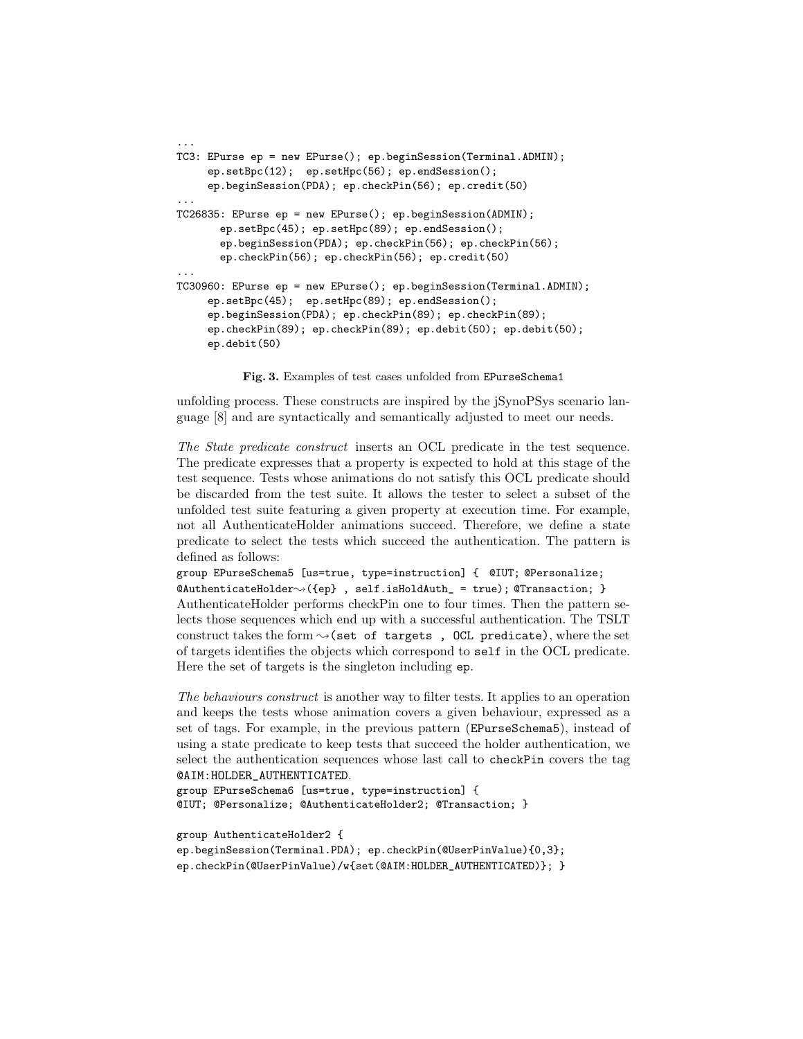```
...
TC3: EPurse ep = new EPurse(); ep.beginSession(Terminal.ADMIN);
     ep.setBpc(12);  ep.setHpc(56); ep.endSession();
     ep.beginSession(PDA); ep.checkPin(56); ep.credit(50)
...
TC26835: EPurse ep = new EPurse(); ep.beginSession(ADMIN);
       ep.setBpc(45); ep.setHpc(89); ep.endSession();
       ep.beginSession(PDA); ep.checkPin(56); ep.checkPin(56);
       ep.checkPin(56); ep.checkPin(56); ep.credit(50)
...
TC30960: EPurse ep = new EPurse(); ep.beginSession(Terminal.ADMIN);
     ep.setBpc(45);  ep.setHpc(89); ep.endSession();
     ep.beginSession(PDA); ep.checkPin(89); ep.checkPin(89);
     ep.checkPin(89); ep.checkPin(89); ep.debit(50); ep.debit(50);
     ep.debit(50)
```

**Fig. 3.** Examples of test cases unfolded from `EPurseSchema1`

unfolding process. These constructs are inspired by the jSynoPSys scenario language [8] and are syntactically and semantically adjusted to meet our needs.

*The State predicate construct* inserts an OCL predicate in the test sequence. The predicate expresses that a property is expected to hold at this stage of the test sequence. Tests whose animations do not satisfy this OCL predicate should be discarded from the test suite. It allows the tester to select a subset of the unfolded test suite featuring a given property at execution time. For example, not all AuthenticateHolder animations succeed. Therefore, we define a state predicate to select the tests which succeed the authentication. The pattern is defined as follows:

```
group EPurseSchema5 [us=true, type=instruction] {  @IUT; @Personalize;
@AuthenticateHolder⇝({ep} , self.isHoldAuth_ = true); @Transaction; }
```

AuthenticateHolder performs checkPin one to four times. Then the pattern selects those sequences which end up with a successful authentication. The TSLT construct takes the form `⇝(set of targets , OCL predicate)`, where the set of targets identifies the objects which correspond to `self` in the OCL predicate. Here the set of targets is the singleton including `ep`.

*The behaviours construct* is another way to filter tests. It applies to an operation and keeps the tests whose animation covers a given behaviour, expressed as a set of tags. For example, in the previous pattern (`EPurseSchema5`), instead of using a state predicate to keep tests that succeed the holder authentication, we select the authentication sequences whose last call to `checkPin` covers the tag `@AIM:HOLDER_AUTHENTICATED`.

```
group EPurseSchema6 [us=true, type=instruction] {
@IUT; @Personalize; @AuthenticateHolder2; @Transaction; }

group AuthenticateHolder2 {
ep.beginSession(Terminal.PDA); ep.checkPin(@UserPinValue){0,3};
ep.checkPin(@UserPinValue)/w{set(@AIM:HOLDER_AUTHENTICATED)}; }
```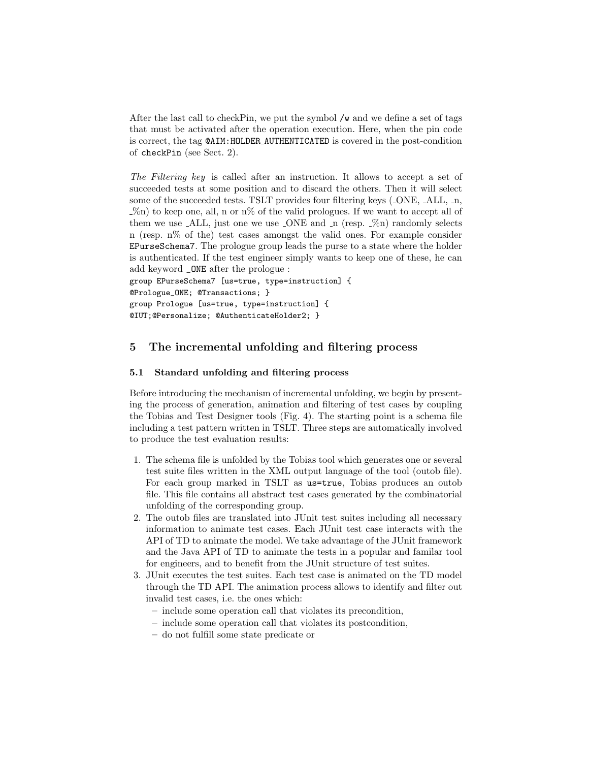After the last call to checkPin, we put the symbol `/w` and we define a set of tags that must be activated after the operation execution. Here, when the pin code is correct, the tag `@AIM:HOLDER_AUTHENTICATED` is covered in the post-condition of `checkPin` (see Sect. 2).

*The Filtering key* is called after an instruction. It allows to accept a set of succeeded tests at some position and to discard the others. Then it will select some of the succeeded tests. TSLT provides four filtering keys (_ONE, _ALL, _n, _%n) to keep one, all, n or n% of the valid prologues. If we want to accept all of them we use _ALL, just one we use _ONE and _n (resp. _%n) randomly selects n (resp. n% of the) test cases amongst the valid ones. For example consider `EPurseSchema7`. The prologue group leads the purse to a state where the holder is authenticated. If the test engineer simply wants to keep one of these, he can add keyword `_ONE` after the prologue :

```
group EPurseSchema7 [us=true, type=instruction] {
@Prologue_ONE; @Transactions; }
group Prologue [us=true, type=instruction] {
@IUT;@Personalize; @AuthenticateHolder2; }
```

## 5 The incremental unfolding and filtering process

### 5.1 Standard unfolding and filtering process

Before introducing the mechanism of incremental unfolding, we begin by presenting the process of generation, animation and filtering of test cases by coupling the Tobias and Test Designer tools (Fig. 4). The starting point is a schema file including a test pattern written in TSLT. Three steps are automatically involved to produce the test evaluation results:

1. The schema file is unfolded by the Tobias tool which generates one or several test suite files written in the XML output language of the tool (outob file). For each group marked in TSLT as `us=true`, Tobias produces an outob file. This file contains all abstract test cases generated by the combinatorial unfolding of the corresponding group.
2. The outob files are translated into JUnit test suites including all necessary information to animate test cases. Each JUnit test case interacts with the API of TD to animate the model. We take advantage of the JUnit framework and the Java API of TD to animate the tests in a popular and familar tool for engineers, and to benefit from the JUnit structure of test suites.
3. JUnit executes the test suites. Each test case is animated on the TD model through the TD API. The animation process allows to identify and filter out invalid test cases, i.e. the ones which:
   - include some operation call that violates its precondition,
   - include some operation call that violates its postcondition,
   - do not fulfill some state predicate or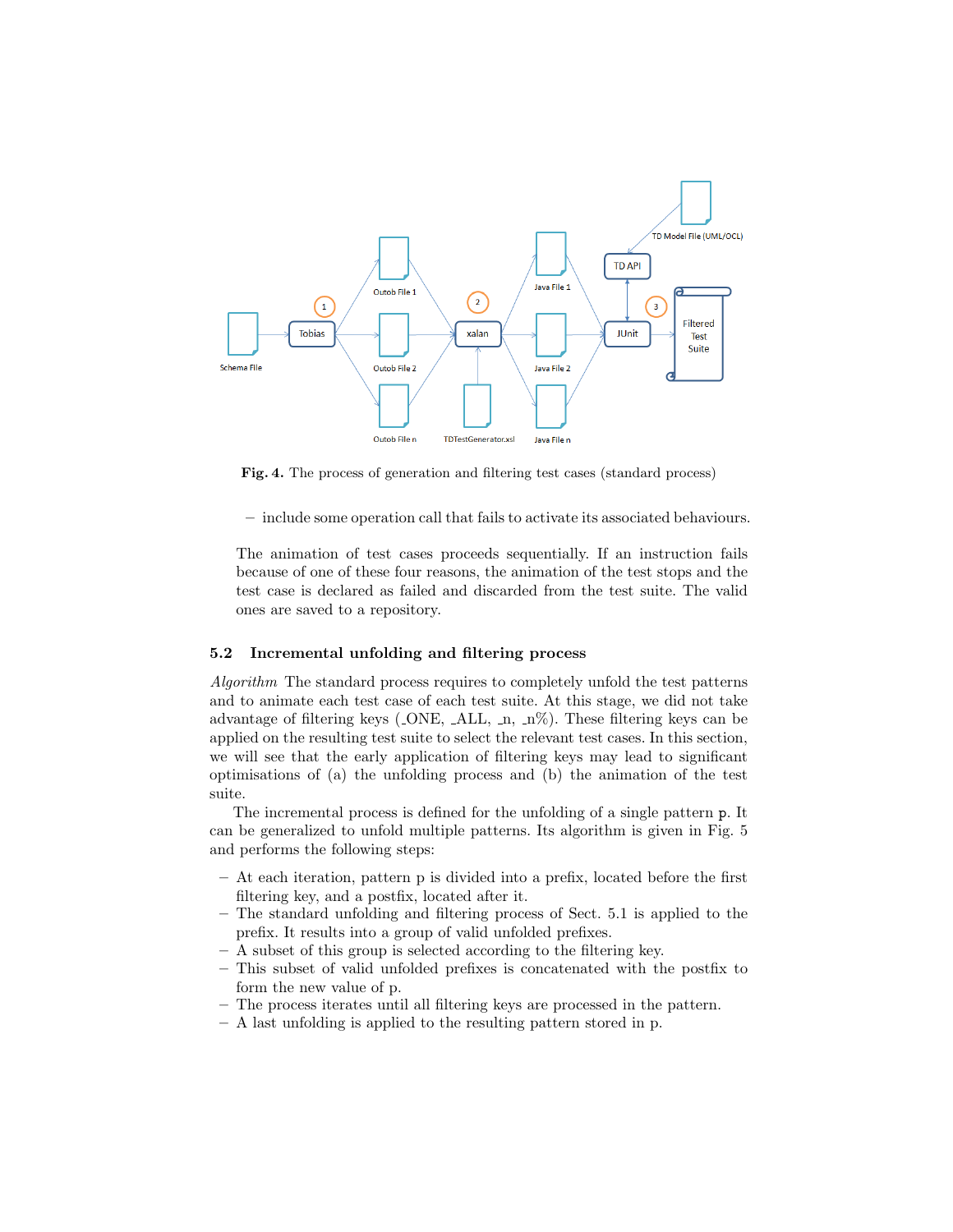**Fig. 4.** The process of generation and filtering test cases (standard process)

– include some operation call that fails to activate its associated behaviours.

The animation of test cases proceeds sequentially. If an instruction fails because of one of these four reasons, the animation of the test stops and the test case is declared as failed and discarded from the test suite. The valid ones are saved to a repository.

### 5.2 Incremental unfolding and filtering process

*Algorithm* The standard process requires to completely unfold the test patterns and to animate each test case of each test suite. At this stage, we did not take advantage of filtering keys (_ONE, _ALL, _n, _n%). These filtering keys can be applied on the resulting test suite to select the relevant test cases. In this section, we will see that the early application of filtering keys may lead to significant optimisations of (a) the unfolding process and (b) the animation of the test suite.

The incremental process is defined for the unfolding of a single pattern p. It can be generalized to unfold multiple patterns. Its algorithm is given in Fig. 5 and performs the following steps:

- At each iteration, pattern p is divided into a prefix, located before the first filtering key, and a postfix, located after it.
- The standard unfolding and filtering process of Sect. 5.1 is applied to the prefix. It results into a group of valid unfolded prefixes.
- A subset of this group is selected according to the filtering key.
- This subset of valid unfolded prefixes is concatenated with the postfix to form the new value of p.
- The process iterates until all filtering keys are processed in the pattern.
- A last unfolding is applied to the resulting pattern stored in p.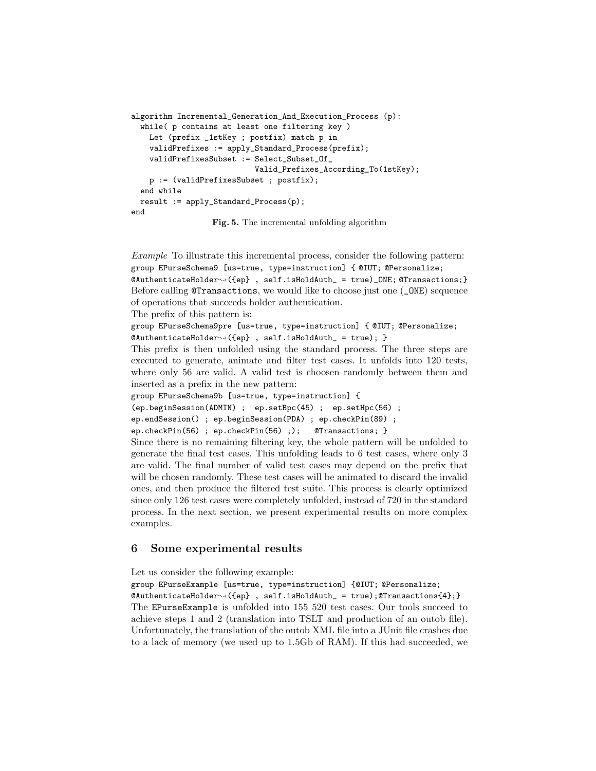```
algorithm Incremental_Generation_And_Execution_Process (p):
  while( p contains at least one filtering key )
    Let (prefix _1stKey ; postfix) match p in
    validPrefixes := apply_Standard_Process(prefix);
    validPrefixesSubset := Select_Subset_Of_
                           Valid_Prefixes_According_To(1stKey);
    p := (validPrefixesSubset ; postfix);
  end while
  result := apply_Standard_Process(p);
end
```

**Fig. 5.** The incremental unfolding algorithm

*Example* To illustrate this incremental process, consider the following pattern:
`group EPurseSchema9 [us=true, type=instruction] { @IUT; @Personalize; @AuthenticateHolder⇝({ep} , self.isHoldAuth_ = true)_ONE; @Transactions;}`
Before calling `@Transactions`, we would like to choose just one (`_ONE`) sequence of operations that succeeds holder authentication.

The prefix of this pattern is:
`group EPurseSchema9pre [us=true, type=instruction] { @IUT; @Personalize; @AuthenticateHolder⇝({ep} , self.isHoldAuth_ = true); }`
This prefix is then unfolded using the standard process. The three steps are executed to generate, animate and filter test cases. It unfolds into 120 tests, where only 56 are valid. A valid test is choosen randomly between them and inserted as a prefix in the new pattern:

```
group EPurseSchema9b [us=true, type=instruction] {
(ep.beginSession(ADMIN) ;  ep.setBpc(45) ;  ep.setHpc(56) ;
ep.endSession() ; ep.beginSession(PDA) ; ep.checkPin(89) ;
ep.checkPin(56) ; ep.checkPin(56) ;);   @Transactions; }
```

Since there is no remaining filtering key, the whole pattern will be unfolded to generate the final test cases. This unfolding leads to 6 test cases, where only 3 are valid. The final number of valid test cases may depend on the prefix that will be chosen randomly. These test cases will be animated to discard the invalid ones, and then produce the filtered test suite. This process is clearly optimized since only 126 test cases were completely unfolded, instead of 720 in the standard process. In the next section, we present experimental results on more complex examples.

## 6 Some experimental results

Let us consider the following example:
`group EPurseExample [us=true, type=instruction] {@IUT; @Personalize; @AuthenticateHolder⇝({ep} , self.isHoldAuth_ = true);@Transactions{4};}`
The `EPurseExample` is unfolded into 155 520 test cases. Our tools succeed to achieve steps 1 and 2 (translation into TSLT and production of an outob file). Unfortunately, the translation of the outob XML file into a JUnit file crashes due to a lack of memory (we used up to 1.5Gb of RAM). If this had succeeded, we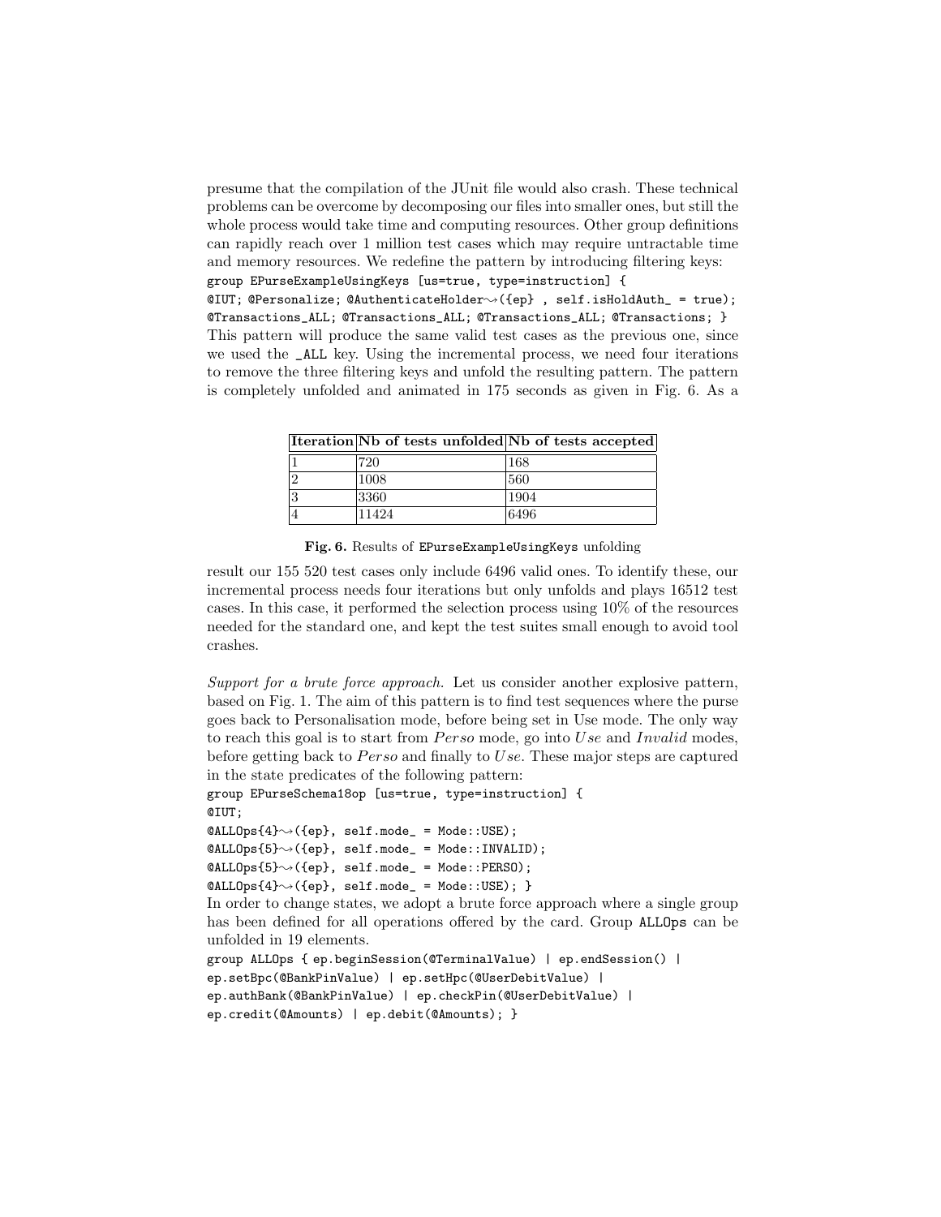presume that the compilation of the JUnit file would also crash. These technical problems can be overcome by decomposing our files into smaller ones, but still the whole process would take time and computing resources. Other group definitions can rapidly reach over 1 million test cases which may require untractable time and memory resources. We redefine the pattern by introducing filtering keys:

```
group EPurseExampleUsingKeys [us=true, type=instruction] {
@IUT; @Personalize; @AuthenticateHolder⤳({ep} , self.isHoldAuth_ = true);
@Transactions_ALL; @Transactions_ALL; @Transactions_ALL; @Transactions; }
```

This pattern will produce the same valid test cases as the previous one, since we used the _ALL key. Using the incremental process, we need four iterations to remove the three filtering keys and unfold the resulting pattern. The pattern is completely unfolded and animated in 175 seconds as given in Fig. 6. As a

| Iteration | Nb of tests unfolded | Nb of tests accepted |
|---|---|---|
| 1 | 720 | 168 |
| 2 | 1008 | 560 |
| 3 | 3360 | 1904 |
| 4 | 11424 | 6496 |

**Fig. 6.** Results of EPurseExampleUsingKeys unfolding

result our 155 520 test cases only include 6496 valid ones. To identify these, our incremental process needs four iterations but only unfolds and plays 16512 test cases. In this case, it performed the selection process using 10% of the resources needed for the standard one, and kept the test suites small enough to avoid tool crashes.

*Support for a brute force approach.* Let us consider another explosive pattern, based on Fig. 1. The aim of this pattern is to find test sequences where the purse goes back to Personalisation mode, before being set in Use mode. The only way to reach this goal is to start from *Perso* mode, go into *Use* and *Invalid* modes, before getting back to *Perso* and finally to *Use*. These major steps are captured in the state predicates of the following pattern:

```
group EPurseSchema18op [us=true, type=instruction] {
@IUT;
@ALLOps{4}⤳({ep}, self.mode_ = Mode::USE);
@ALLOps{5}⤳({ep}, self.mode_ = Mode::INVALID);
@ALLOps{5}⤳({ep}, self.mode_ = Mode::PERSO);
@ALLOps{4}⤳({ep}, self.mode_ = Mode::USE); }
```

In order to change states, we adopt a brute force approach where a single group has been defined for all operations offered by the card. Group ALLOps can be unfolded in 19 elements.

```
group ALLOps { ep.beginSession(@TerminalValue) | ep.endSession() |
ep.setBpc(@BankPinValue) | ep.setHpc(@UserDebitValue) |
ep.authBank(@BankPinValue) | ep.checkPin(@UserDebitValue) |
ep.credit(@Amounts) | ep.debit(@Amounts); }
```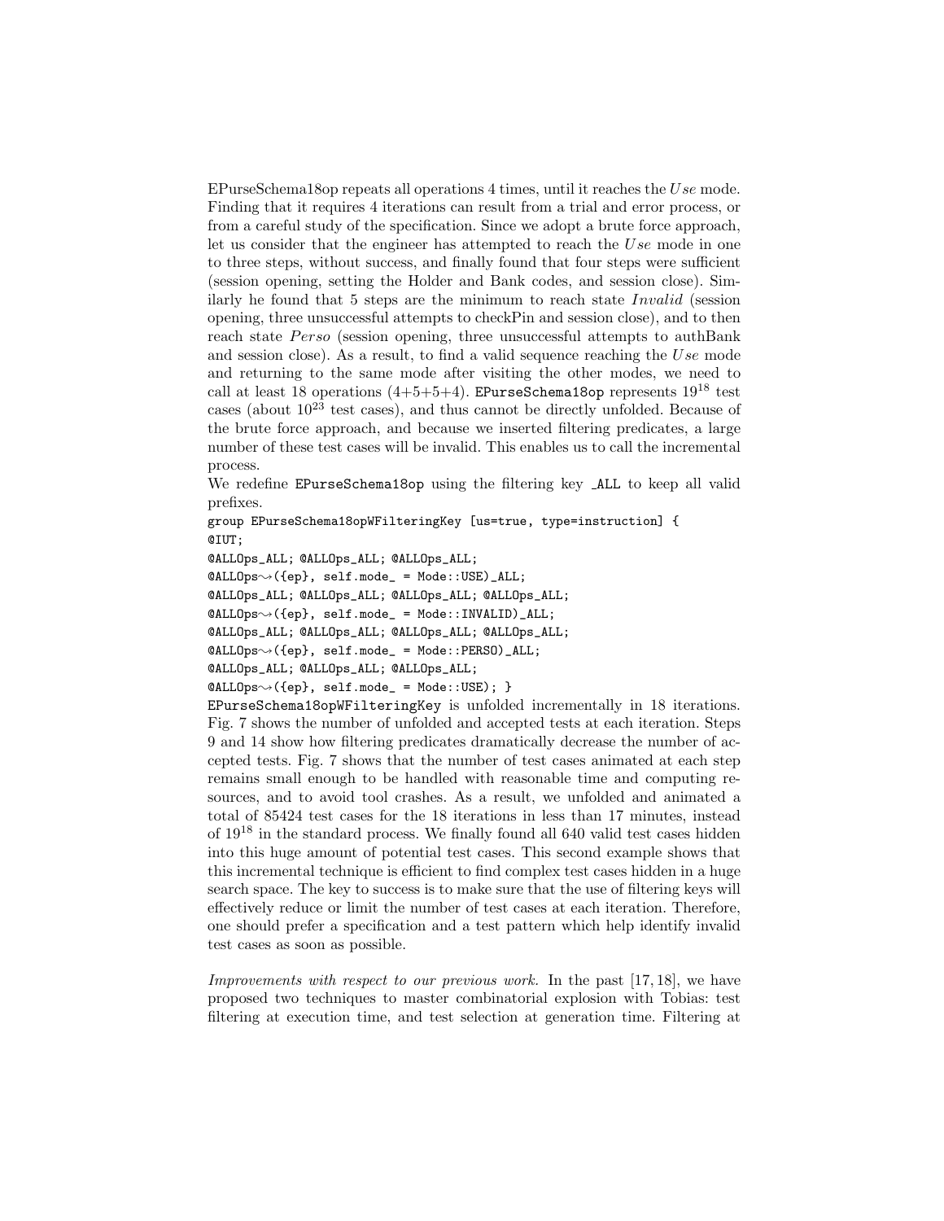EPurseSchema18op repeats all operations 4 times, until it reaches the *Use* mode. Finding that it requires 4 iterations can result from a trial and error process, or from a careful study of the specification. Since we adopt a brute force approach, let us consider that the engineer has attempted to reach the *Use* mode in one to three steps, without success, and finally found that four steps were sufficient (session opening, setting the Holder and Bank codes, and session close). Similarly he found that 5 steps are the minimum to reach state *Invalid* (session opening, three unsuccessful attempts to checkPin and session close), and to then reach state *Perso* (session opening, three unsuccessful attempts to authBank and session close). As a result, to find a valid sequence reaching the *Use* mode and returning to the same mode after visiting the other modes, we need to call at least 18 operations (4+5+5+4). `EPurseSchema18op` represents $19^{18}$ test cases (about $10^{23}$ test cases), and thus cannot be directly unfolded. Because of the brute force approach, and because we inserted filtering predicates, a large number of these test cases will be invalid. This enables us to call the incremental process.

We redefine `EPurseSchema18op` using the filtering key `_ALL` to keep all valid prefixes.

```
group EPurseSchema18opWFilteringKey [us=true, type=instruction] {
@IUT;
@ALLOps_ALL; @ALLOps_ALL; @ALLOps_ALL;
@ALLOps⇝({ep}, self.mode_ = Mode::USE)_ALL;
@ALLOps_ALL; @ALLOps_ALL; @ALLOps_ALL; @ALLOps_ALL;
@ALLOps⇝({ep}, self.mode_ = Mode::INVALID)_ALL;
@ALLOps_ALL; @ALLOps_ALL; @ALLOps_ALL; @ALLOps_ALL;
@ALLOps⇝({ep}, self.mode_ = Mode::PERSO)_ALL;
@ALLOps_ALL; @ALLOps_ALL; @ALLOps_ALL;
@ALLOps⇝({ep}, self.mode_ = Mode::USE); }
```

`EPurseSchema18opWFilteringKey` is unfolded incrementally in 18 iterations. Fig. 7 shows the number of unfolded and accepted tests at each iteration. Steps 9 and 14 show how filtering predicates dramatically decrease the number of accepted tests. Fig. 7 shows that the number of test cases animated at each step remains small enough to be handled with reasonable time and computing resources, and to avoid tool crashes. As a result, we unfolded and animated a total of 85424 test cases for the 18 iterations in less than 17 minutes, instead of $19^{18}$ in the standard process. We finally found all 640 valid test cases hidden into this huge amount of potential test cases. This second example shows that this incremental technique is efficient to find complex test cases hidden in a huge search space. The key to success is to make sure that the use of filtering keys will effectively reduce or limit the number of test cases at each iteration. Therefore, one should prefer a specification and a test pattern which help identify invalid test cases as soon as possible.

*Improvements with respect to our previous work.* In the past [17, 18], we have proposed two techniques to master combinatorial explosion with Tobias: test filtering at execution time, and test selection at generation time. Filtering at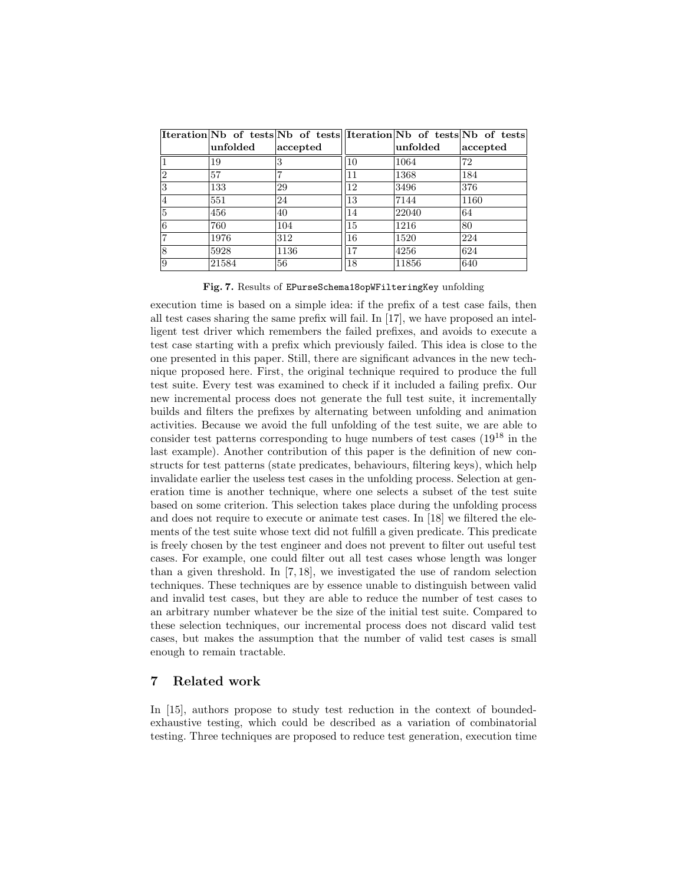| Iteration | Nb of tests unfolded | Nb of tests accepted | Iteration | Nb of tests unfolded | Nb of tests accepted |
|---|---|---|---|---|---|
| 1 | 19 | 3 | 10 | 1064 | 72 |
| 2 | 57 | 7 | 11 | 1368 | 184 |
| 3 | 133 | 29 | 12 | 3496 | 376 |
| 4 | 551 | 24 | 13 | 7144 | 1160 |
| 5 | 456 | 40 | 14 | 22040 | 64 |
| 6 | 760 | 104 | 15 | 1216 | 80 |
| 7 | 1976 | 312 | 16 | 1520 | 224 |
| 8 | 5928 | 1136 | 17 | 4256 | 624 |
| 9 | 21584 | 56 | 18 | 11856 | 640 |

**Fig. 7.** Results of `EPurseSchema18opWFilteringKey` unfolding

execution time is based on a simple idea: if the prefix of a test case fails, then all test cases sharing the same prefix will fail. In [17], we have proposed an intelligent test driver which remembers the failed prefixes, and avoids to execute a test case starting with a prefix which previously failed. This idea is close to the one presented in this paper. Still, there are significant advances in the new technique proposed here. First, the original technique required to produce the full test suite. Every test was examined to check if it included a failing prefix. Our new incremental process does not generate the full test suite, it incrementally builds and filters the prefixes by alternating between unfolding and animation activities. Because we avoid the full unfolding of the test suite, we are able to consider test patterns corresponding to huge numbers of test cases ($19^{18}$ in the last example). Another contribution of this paper is the definition of new constructs for test patterns (state predicates, behaviours, filtering keys), which help invalidate earlier the useless test cases in the unfolding process. Selection at generation time is another technique, where one selects a subset of the test suite based on some criterion. This selection takes place during the unfolding process and does not require to execute or animate test cases. In [18] we filtered the elements of the test suite whose text did not fulfill a given predicate. This predicate is freely chosen by the test engineer and does not prevent to filter out useful test cases. For example, one could filter out all test cases whose length was longer than a given threshold. In [7, 18], we investigated the use of random selection techniques. These techniques are by essence unable to distinguish between valid and invalid test cases, but they are able to reduce the number of test cases to an arbitrary number whatever be the size of the initial test suite. Compared to these selection techniques, our incremental process does not discard valid test cases, but makes the assumption that the number of valid test cases is small enough to remain tractable.

## 7 Related work

In [15], authors propose to study test reduction in the context of bounded-exhaustive testing, which could be described as a variation of combinatorial testing. Three techniques are proposed to reduce test generation, execution time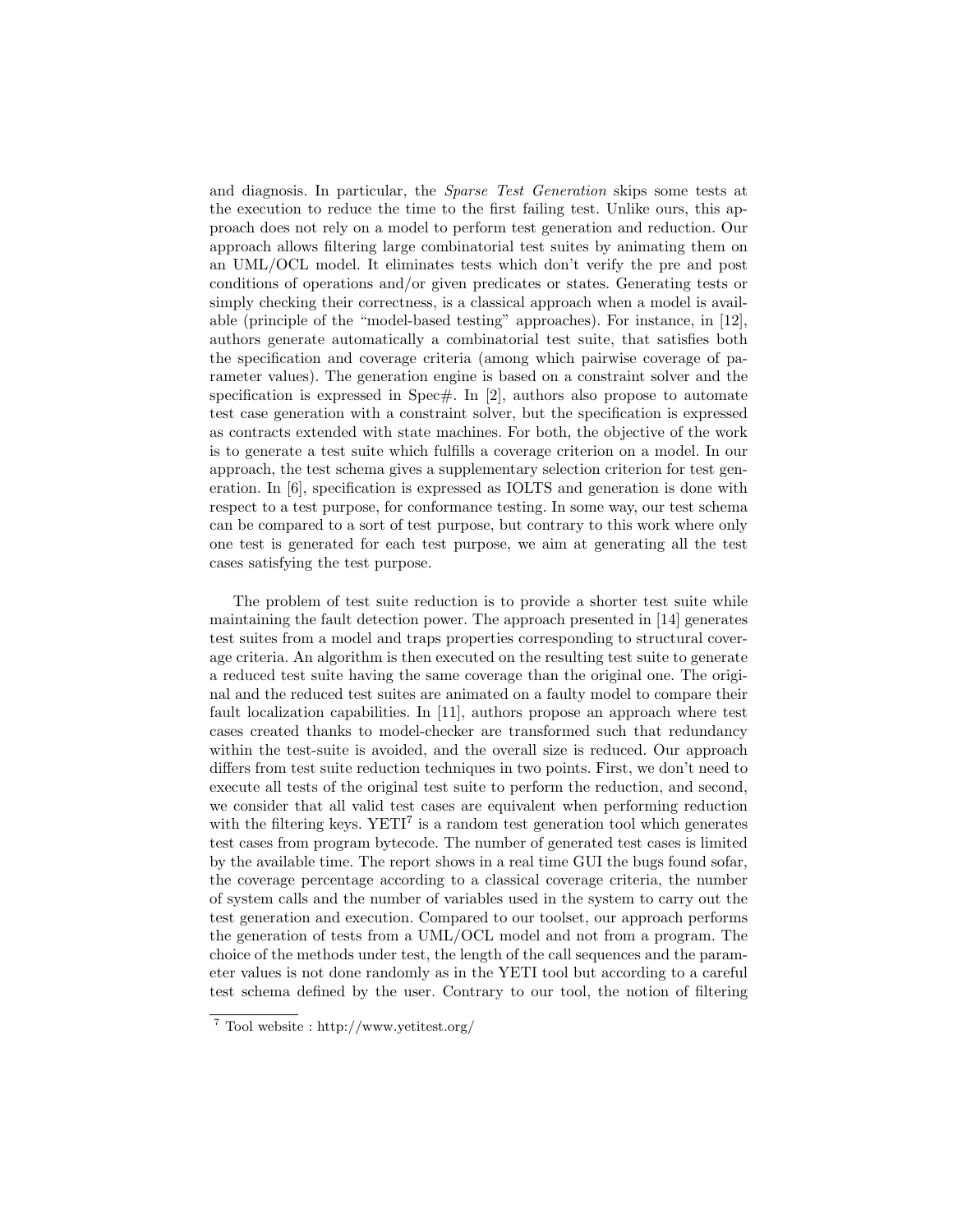and diagnosis. In particular, the *Sparse Test Generation* skips some tests at the execution to reduce the time to the first failing test. Unlike ours, this approach does not rely on a model to perform test generation and reduction. Our approach allows filtering large combinatorial test suites by animating them on an UML/OCL model. It eliminates tests which don't verify the pre and post conditions of operations and/or given predicates or states. Generating tests or simply checking their correctness, is a classical approach when a model is available (principle of the "model-based testing" approaches). For instance, in [12], authors generate automatically a combinatorial test suite, that satisfies both the specification and coverage criteria (among which pairwise coverage of parameter values). The generation engine is based on a constraint solver and the specification is expressed in Spec#. In [2], authors also propose to automate test case generation with a constraint solver, but the specification is expressed as contracts extended with state machines. For both, the objective of the work is to generate a test suite which fulfills a coverage criterion on a model. In our approach, the test schema gives a supplementary selection criterion for test generation. In [6], specification is expressed as IOLTS and generation is done with respect to a test purpose, for conformance testing. In some way, our test schema can be compared to a sort of test purpose, but contrary to this work where only one test is generated for each test purpose, we aim at generating all the test cases satisfying the test purpose.

The problem of test suite reduction is to provide a shorter test suite while maintaining the fault detection power. The approach presented in [14] generates test suites from a model and traps properties corresponding to structural coverage criteria. An algorithm is then executed on the resulting test suite to generate a reduced test suite having the same coverage than the original one. The original and the reduced test suites are animated on a faulty model to compare their fault localization capabilities. In [11], authors propose an approach where test cases created thanks to model-checker are transformed such that redundancy within the test-suite is avoided, and the overall size is reduced. Our approach differs from test suite reduction techniques in two points. First, we don't need to execute all tests of the original test suite to perform the reduction, and second, we consider that all valid test cases are equivalent when performing reduction with the filtering keys. YETI[7] is a random test generation tool which generates test cases from program bytecode. The number of generated test cases is limited by the available time. The report shows in a real time GUI the bugs found sofar, the coverage percentage according to a classical coverage criteria, the number of system calls and the number of variables used in the system to carry out the test generation and execution. Compared to our toolset, our approach performs the generation of tests from a UML/OCL model and not from a program. The choice of the methods under test, the length of the call sequences and the parameter values is not done randomly as in the YETI tool but according to a careful test schema defined by the user. Contrary to our tool, the notion of filtering

[7] Tool website : http://www.yetitest.org/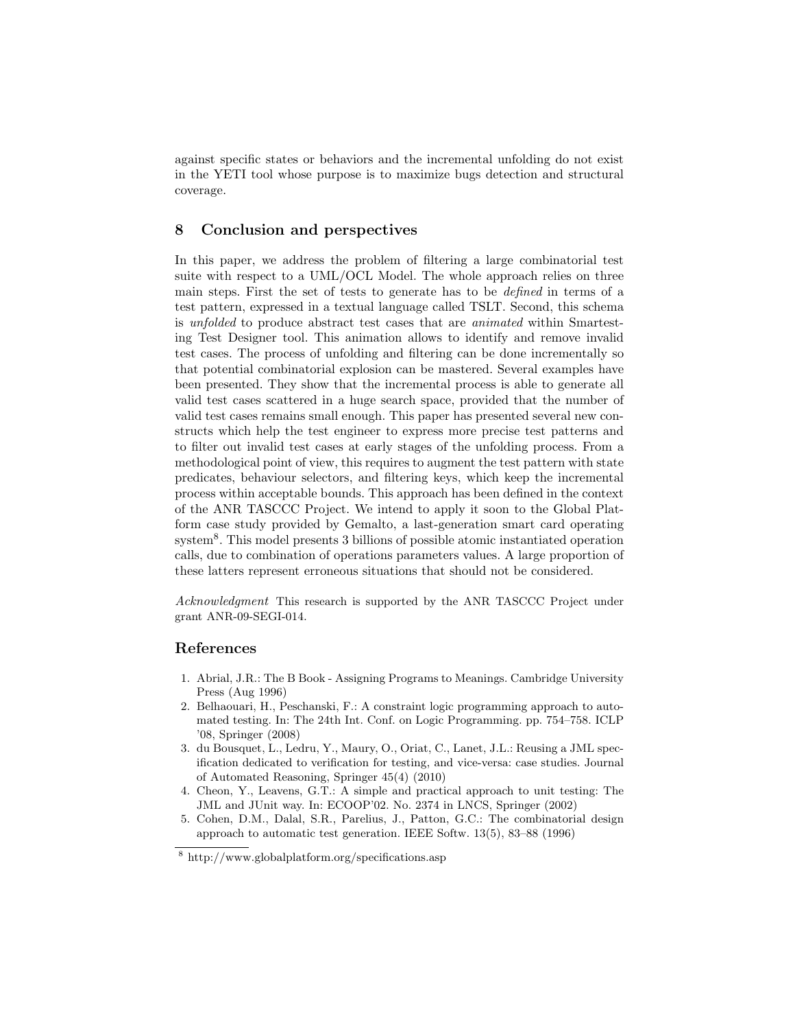against specific states or behaviors and the incremental unfolding do not exist in the YETI tool whose purpose is to maximize bugs detection and structural coverage.

## 8 Conclusion and perspectives

In this paper, we address the problem of filtering a large combinatorial test suite with respect to a UML/OCL Model. The whole approach relies on three main steps. First the set of tests to generate has to be *defined* in terms of a test pattern, expressed in a textual language called TSLT. Second, this schema is *unfolded* to produce abstract test cases that are *animated* within Smartesting Test Designer tool. This animation allows to identify and remove invalid test cases. The process of unfolding and filtering can be done incrementally so that potential combinatorial explosion can be mastered. Several examples have been presented. They show that the incremental process is able to generate all valid test cases scattered in a huge search space, provided that the number of valid test cases remains small enough. This paper has presented several new constructs which help the test engineer to express more precise test patterns and to filter out invalid test cases at early stages of the unfolding process. From a methodological point of view, this requires to augment the test pattern with state predicates, behaviour selectors, and filtering keys, which keep the incremental process within acceptable bounds. This approach has been defined in the context of the ANR TASCCC Project. We intend to apply it soon to the Global Platform case study provided by Gemalto, a last-generation smart card operating system[8]. This model presents 3 billions of possible atomic instantiated operation calls, due to combination of operations parameters values. A large proportion of these latters represent erroneous situations that should not be considered.

*Acknowledgment* This research is supported by the ANR TASCCC Project under grant ANR-09-SEGI-014.

## References

1. Abrial, J.R.: The B Book - Assigning Programs to Meanings. Cambridge University Press (Aug 1996)
2. Belhaouari, H., Peschanski, F.: A constraint logic programming approach to automated testing. In: The 24th Int. Conf. on Logic Programming. pp. 754–758. ICLP '08, Springer (2008)
3. du Bousquet, L., Ledru, Y., Maury, O., Oriat, C., Lanet, J.L.: Reusing a JML specification dedicated to verification for testing, and vice-versa: case studies. Journal of Automated Reasoning, Springer 45(4) (2010)
4. Cheon, Y., Leavens, G.T.: A simple and practical approach to unit testing: The JML and JUnit way. In: ECOOP'02. No. 2374 in LNCS, Springer (2002)
5. Cohen, D.M., Dalal, S.R., Parelius, J., Patton, G.C.: The combinatorial design approach to automatic test generation. IEEE Softw. 13(5), 83–88 (1996)

[8] http://www.globalplatform.org/specifications.asp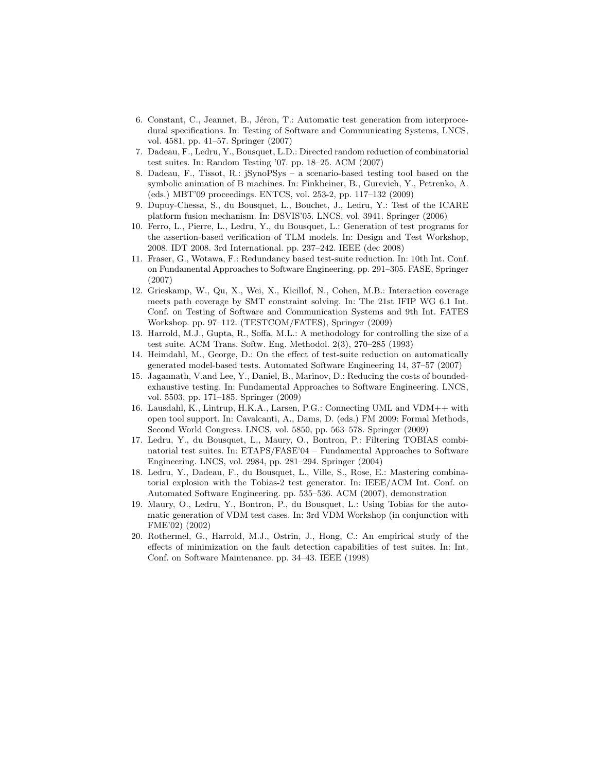6. Constant, C., Jeannet, B., Jéron, T.: Automatic test generation from interprocedural specifications. In: Testing of Software and Communicating Systems, LNCS, vol. 4581, pp. 41–57. Springer (2007)
7. Dadeau, F., Ledru, Y., Bousquet, L.D.: Directed random reduction of combinatorial test suites. In: Random Testing '07. pp. 18–25. ACM (2007)
8. Dadeau, F., Tissot, R.: jSynoPSys – a scenario-based testing tool based on the symbolic animation of B machines. In: Finkbeiner, B., Gurevich, Y., Petrenko, A. (eds.) MBT'09 proceedings. ENTCS, vol. 253-2, pp. 117–132 (2009)
9. Dupuy-Chessa, S., du Bousquet, L., Bouchet, J., Ledru, Y.: Test of the ICARE platform fusion mechanism. In: DSVIS'05. LNCS, vol. 3941. Springer (2006)
10. Ferro, L., Pierre, L., Ledru, Y., du Bousquet, L.: Generation of test programs for the assertion-based verification of TLM models. In: Design and Test Workshop, 2008. IDT 2008. 3rd International. pp. 237–242. IEEE (dec 2008)
11. Fraser, G., Wotawa, F.: Redundancy based test-suite reduction. In: 10th Int. Conf. on Fundamental Approaches to Software Engineering. pp. 291–305. FASE, Springer (2007)
12. Grieskamp, W., Qu, X., Wei, X., Kicillof, N., Cohen, M.B.: Interaction coverage meets path coverage by SMT constraint solving. In: The 21st IFIP WG 6.1 Int. Conf. on Testing of Software and Communication Systems and 9th Int. FATES Workshop. pp. 97–112. (TESTCOM/FATES), Springer (2009)
13. Harrold, M.J., Gupta, R., Soffa, M.L.: A methodology for controlling the size of a test suite. ACM Trans. Softw. Eng. Methodol. 2(3), 270–285 (1993)
14. Heimdahl, M., George, D.: On the effect of test-suite reduction on automatically generated model-based tests. Automated Software Engineering 14, 37–57 (2007)
15. Jagannath, V.and Lee, Y., Daniel, B., Marinov, D.: Reducing the costs of bounded-exhaustive testing. In: Fundamental Approaches to Software Engineering. LNCS, vol. 5503, pp. 171–185. Springer (2009)
16. Lausdahl, K., Lintrup, H.K.A., Larsen, P.G.: Connecting UML and VDM++ with open tool support. In: Cavalcanti, A., Dams, D. (eds.) FM 2009: Formal Methods, Second World Congress. LNCS, vol. 5850, pp. 563–578. Springer (2009)
17. Ledru, Y., du Bousquet, L., Maury, O., Bontron, P.: Filtering TOBIAS combinatorial test suites. In: ETAPS/FASE'04 – Fundamental Approaches to Software Engineering. LNCS, vol. 2984, pp. 281–294. Springer (2004)
18. Ledru, Y., Dadeau, F., du Bousquet, L., Ville, S., Rose, E.: Mastering combinatorial explosion with the Tobias-2 test generator. In: IEEE/ACM Int. Conf. on Automated Software Engineering. pp. 535–536. ACM (2007), demonstration
19. Maury, O., Ledru, Y., Bontron, P., du Bousquet, L.: Using Tobias for the automatic generation of VDM test cases. In: 3rd VDM Workshop (in conjunction with FME'02) (2002)
20. Rothermel, G., Harrold, M.J., Ostrin, J., Hong, C.: An empirical study of the effects of minimization on the fault detection capabilities of test suites. In: Int. Conf. on Software Maintenance. pp. 34–43. IEEE (1998)